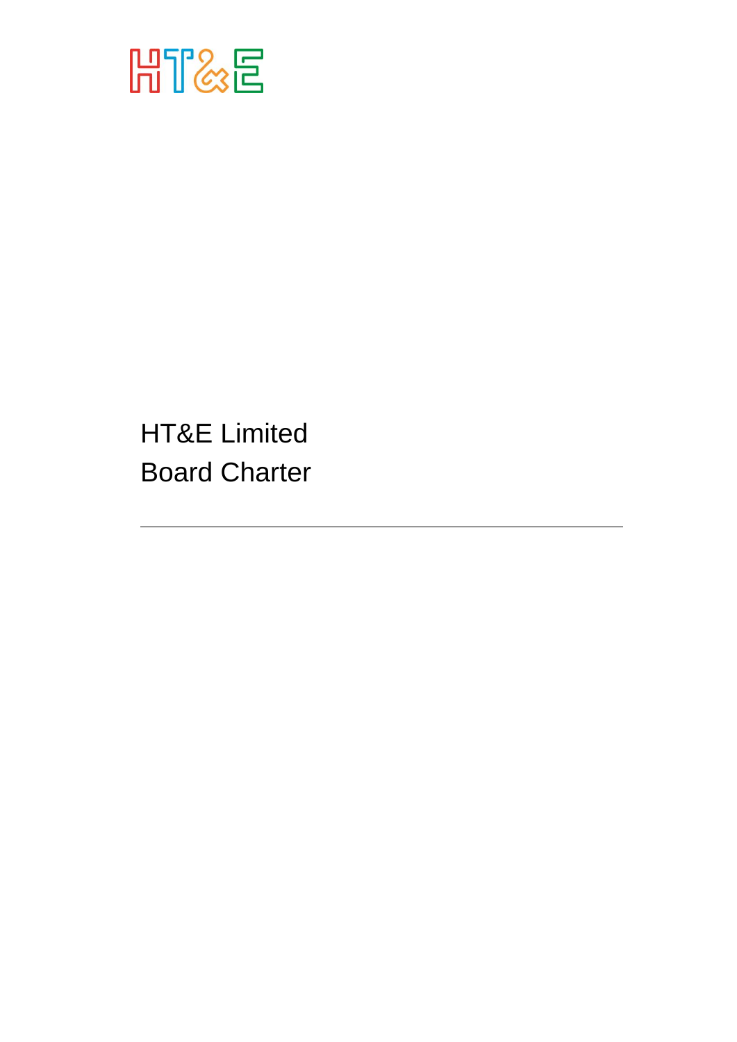HT&E

# HT&E Limited
# Board Charter

---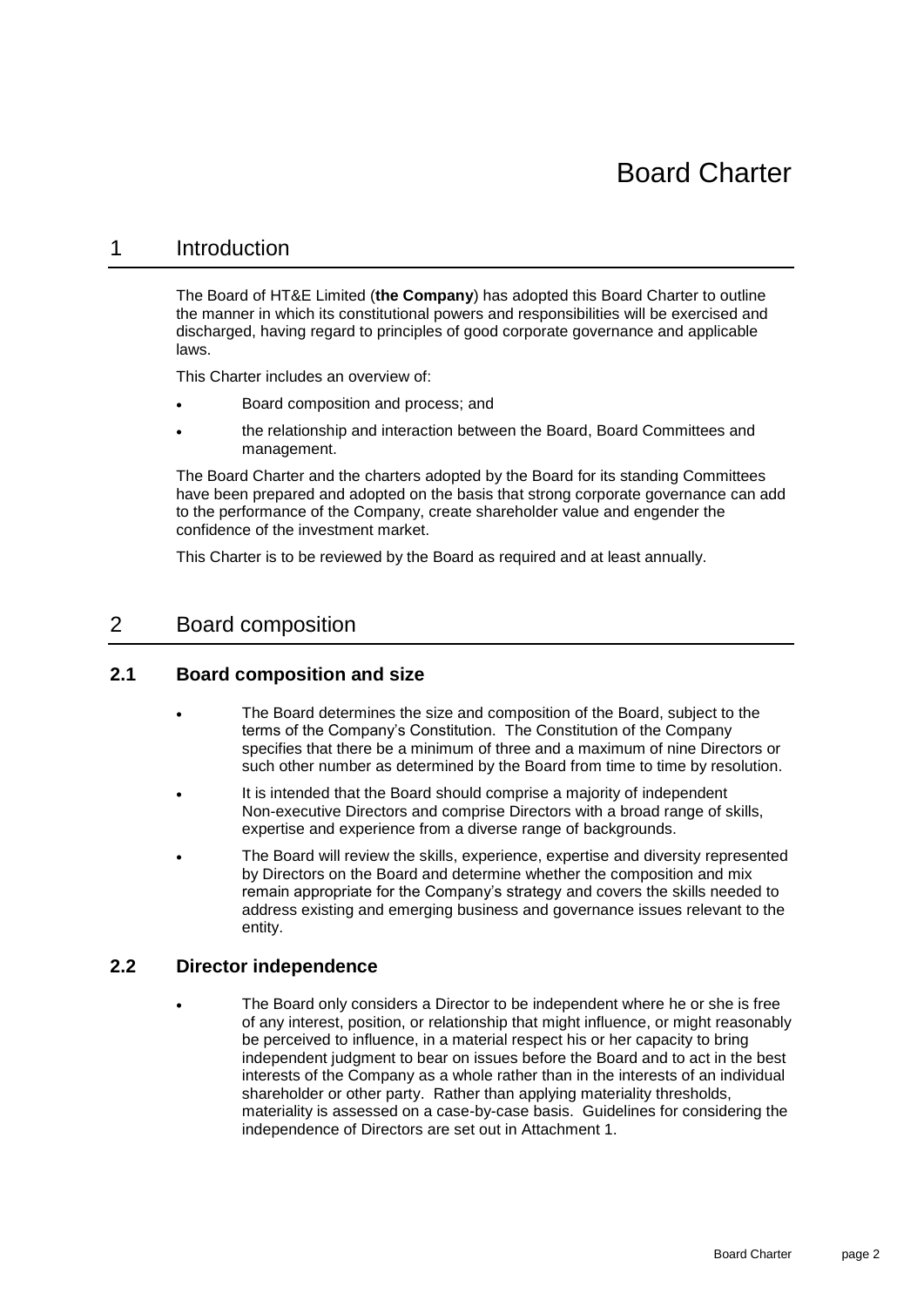# Board Charter

## 1 Introduction

The Board of HT&E Limited (**the Company**) has adopted this Board Charter to outline the manner in which its constitutional powers and responsibilities will be exercised and discharged, having regard to principles of good corporate governance and applicable laws.

This Charter includes an overview of:

- Board composition and process; and
- the relationship and interaction between the Board, Board Committees and management.

The Board Charter and the charters adopted by the Board for its standing Committees have been prepared and adopted on the basis that strong corporate governance can add to the performance of the Company, create shareholder value and engender the confidence of the investment market.

This Charter is to be reviewed by the Board as required and at least annually.

## 2 Board composition

### 2.1 Board composition and size

- The Board determines the size and composition of the Board, subject to the terms of the Company's Constitution. The Constitution of the Company specifies that there be a minimum of three and a maximum of nine Directors or such other number as determined by the Board from time to time by resolution.
- It is intended that the Board should comprise a majority of independent Non-executive Directors and comprise Directors with a broad range of skills, expertise and experience from a diverse range of backgrounds.
- The Board will review the skills, experience, expertise and diversity represented by Directors on the Board and determine whether the composition and mix remain appropriate for the Company's strategy and covers the skills needed to address existing and emerging business and governance issues relevant to the entity.

### 2.2 Director independence

- The Board only considers a Director to be independent where he or she is free of any interest, position, or relationship that might influence, or might reasonably be perceived to influence, in a material respect his or her capacity to bring independent judgment to bear on issues before the Board and to act in the best interests of the Company as a whole rather than in the interests of an individual shareholder or other party. Rather than applying materiality thresholds, materiality is assessed on a case-by-case basis. Guidelines for considering the independence of Directors are set out in Attachment 1.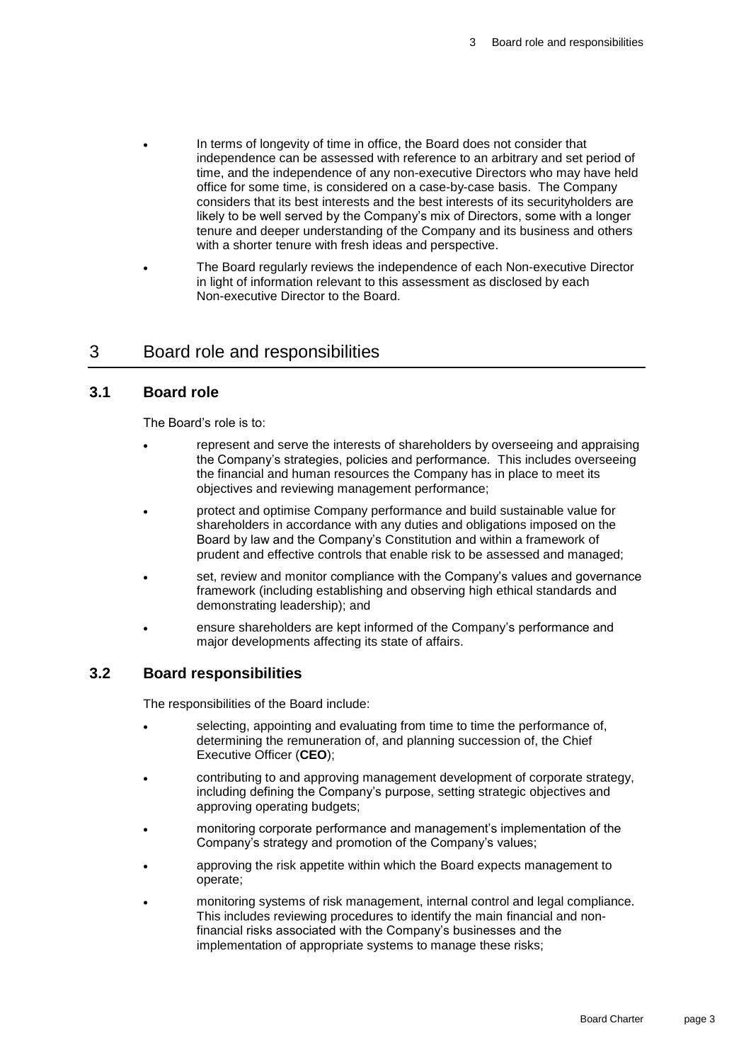- In terms of longevity of time in office, the Board does not consider that independence can be assessed with reference to an arbitrary and set period of time, and the independence of any non-executive Directors who may have held office for some time, is considered on a case-by-case basis. The Company considers that its best interests and the best interests of its securityholders are likely to be well served by the Company's mix of Directors, some with a longer tenure and deeper understanding of the Company and its business and others with a shorter tenure with fresh ideas and perspective.
- The Board regularly reviews the independence of each Non-executive Director in light of information relevant to this assessment as disclosed by each Non-executive Director to the Board.

# 3 Board role and responsibilities

## 3.1 Board role

The Board's role is to:

- represent and serve the interests of shareholders by overseeing and appraising the Company's strategies, policies and performance. This includes overseeing the financial and human resources the Company has in place to meet its objectives and reviewing management performance;
- protect and optimise Company performance and build sustainable value for shareholders in accordance with any duties and obligations imposed on the Board by law and the Company's Constitution and within a framework of prudent and effective controls that enable risk to be assessed and managed;
- set, review and monitor compliance with the Company's values and governance framework (including establishing and observing high ethical standards and demonstrating leadership); and
- ensure shareholders are kept informed of the Company's performance and major developments affecting its state of affairs.

## 3.2 Board responsibilities

The responsibilities of the Board include:

- selecting, appointing and evaluating from time to time the performance of, determining the remuneration of, and planning succession of, the Chief Executive Officer (**CEO**);
- contributing to and approving management development of corporate strategy, including defining the Company's purpose, setting strategic objectives and approving operating budgets;
- monitoring corporate performance and management's implementation of the Company's strategy and promotion of the Company's values;
- approving the risk appetite within which the Board expects management to operate;
- monitoring systems of risk management, internal control and legal compliance. This includes reviewing procedures to identify the main financial and non-financial risks associated with the Company's businesses and the implementation of appropriate systems to manage these risks;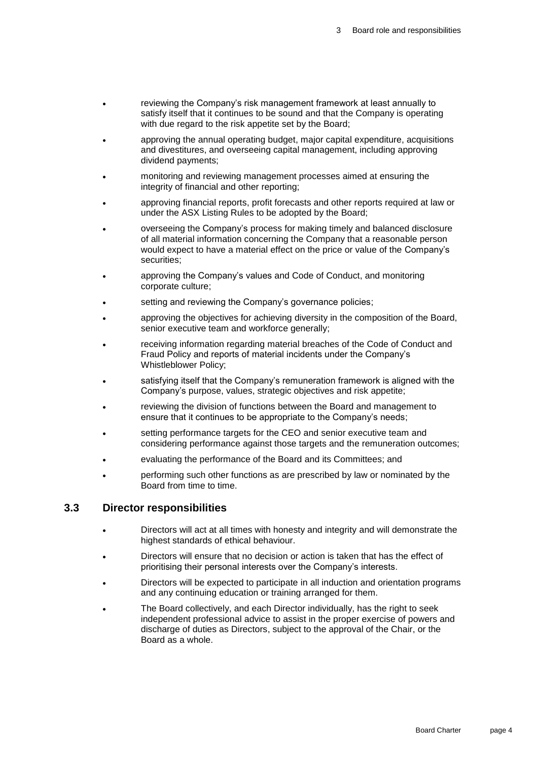- reviewing the Company's risk management framework at least annually to satisfy itself that it continues to be sound and that the Company is operating with due regard to the risk appetite set by the Board;
- approving the annual operating budget, major capital expenditure, acquisitions and divestitures, and overseeing capital management, including approving dividend payments;
- monitoring and reviewing management processes aimed at ensuring the integrity of financial and other reporting;
- approving financial reports, profit forecasts and other reports required at law or under the ASX Listing Rules to be adopted by the Board;
- overseeing the Company's process for making timely and balanced disclosure of all material information concerning the Company that a reasonable person would expect to have a material effect on the price or value of the Company's securities;
- approving the Company's values and Code of Conduct, and monitoring corporate culture;
- setting and reviewing the Company's governance policies;
- approving the objectives for achieving diversity in the composition of the Board, senior executive team and workforce generally;
- receiving information regarding material breaches of the Code of Conduct and Fraud Policy and reports of material incidents under the Company's Whistleblower Policy;
- satisfying itself that the Company's remuneration framework is aligned with the Company's purpose, values, strategic objectives and risk appetite;
- reviewing the division of functions between the Board and management to ensure that it continues to be appropriate to the Company's needs;
- setting performance targets for the CEO and senior executive team and considering performance against those targets and the remuneration outcomes;
- evaluating the performance of the Board and its Committees; and
- performing such other functions as are prescribed by law or nominated by the Board from time to time.

## 3.3 Director responsibilities

- Directors will act at all times with honesty and integrity and will demonstrate the highest standards of ethical behaviour.
- Directors will ensure that no decision or action is taken that has the effect of prioritising their personal interests over the Company's interests.
- Directors will be expected to participate in all induction and orientation programs and any continuing education or training arranged for them.
- The Board collectively, and each Director individually, has the right to seek independent professional advice to assist in the proper exercise of powers and discharge of duties as Directors, subject to the approval of the Chair, or the Board as a whole.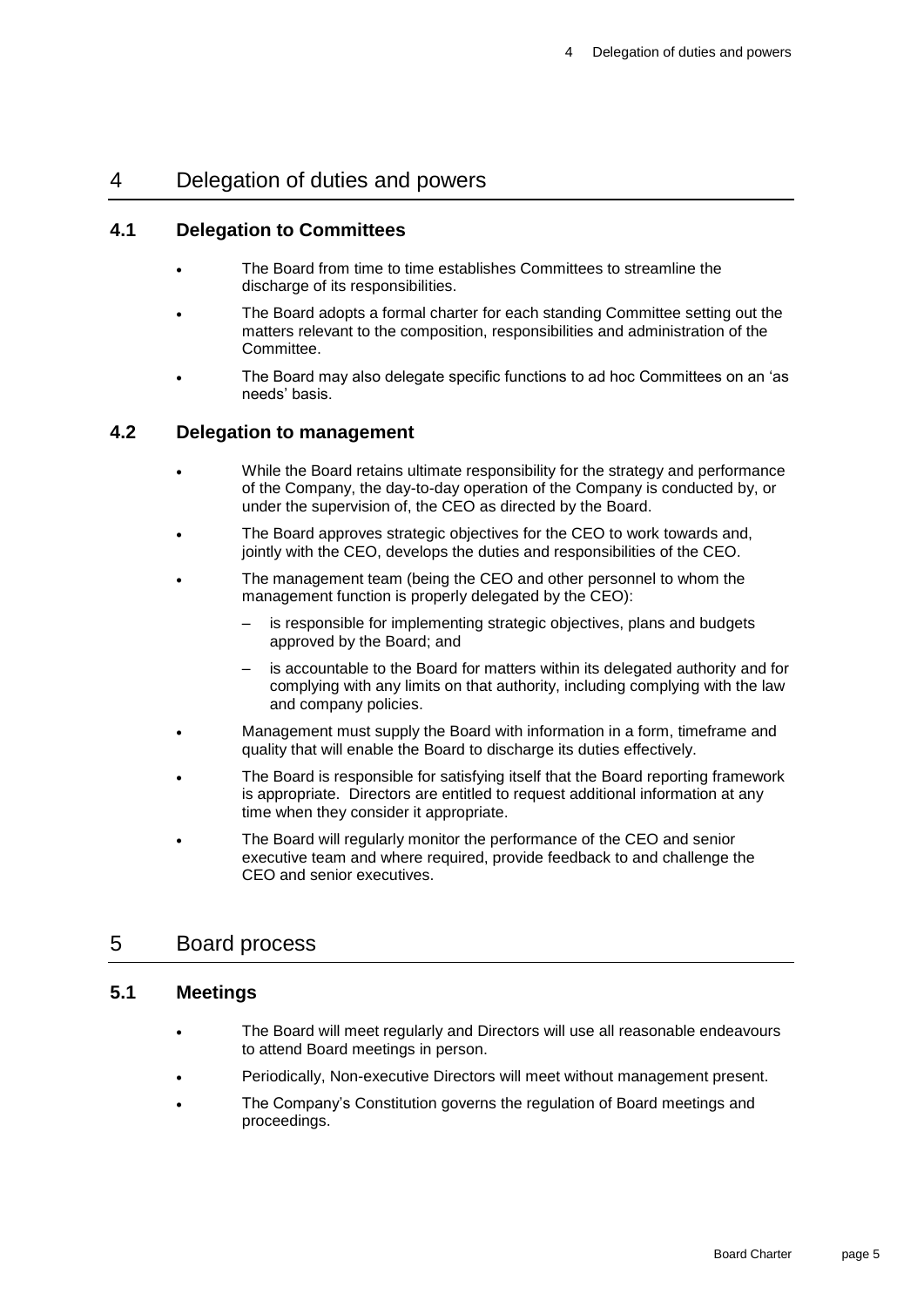# 4 Delegation of duties and powers

## 4.1 Delegation to Committees

- The Board from time to time establishes Committees to streamline the discharge of its responsibilities.
- The Board adopts a formal charter for each standing Committee setting out the matters relevant to the composition, responsibilities and administration of the Committee.
- The Board may also delegate specific functions to ad hoc Committees on an 'as needs' basis.

## 4.2 Delegation to management

- While the Board retains ultimate responsibility for the strategy and performance of the Company, the day-to-day operation of the Company is conducted by, or under the supervision of, the CEO as directed by the Board.
- The Board approves strategic objectives for the CEO to work towards and, jointly with the CEO, develops the duties and responsibilities of the CEO.
- The management team (being the CEO and other personnel to whom the management function is properly delegated by the CEO):
  - is responsible for implementing strategic objectives, plans and budgets approved by the Board; and
  - is accountable to the Board for matters within its delegated authority and for complying with any limits on that authority, including complying with the law and company policies.
- Management must supply the Board with information in a form, timeframe and quality that will enable the Board to discharge its duties effectively.
- The Board is responsible for satisfying itself that the Board reporting framework is appropriate. Directors are entitled to request additional information at any time when they consider it appropriate.
- The Board will regularly monitor the performance of the CEO and senior executive team and where required, provide feedback to and challenge the CEO and senior executives.

# 5 Board process

## 5.1 Meetings

- The Board will meet regularly and Directors will use all reasonable endeavours to attend Board meetings in person.
- Periodically, Non-executive Directors will meet without management present.
- The Company's Constitution governs the regulation of Board meetings and proceedings.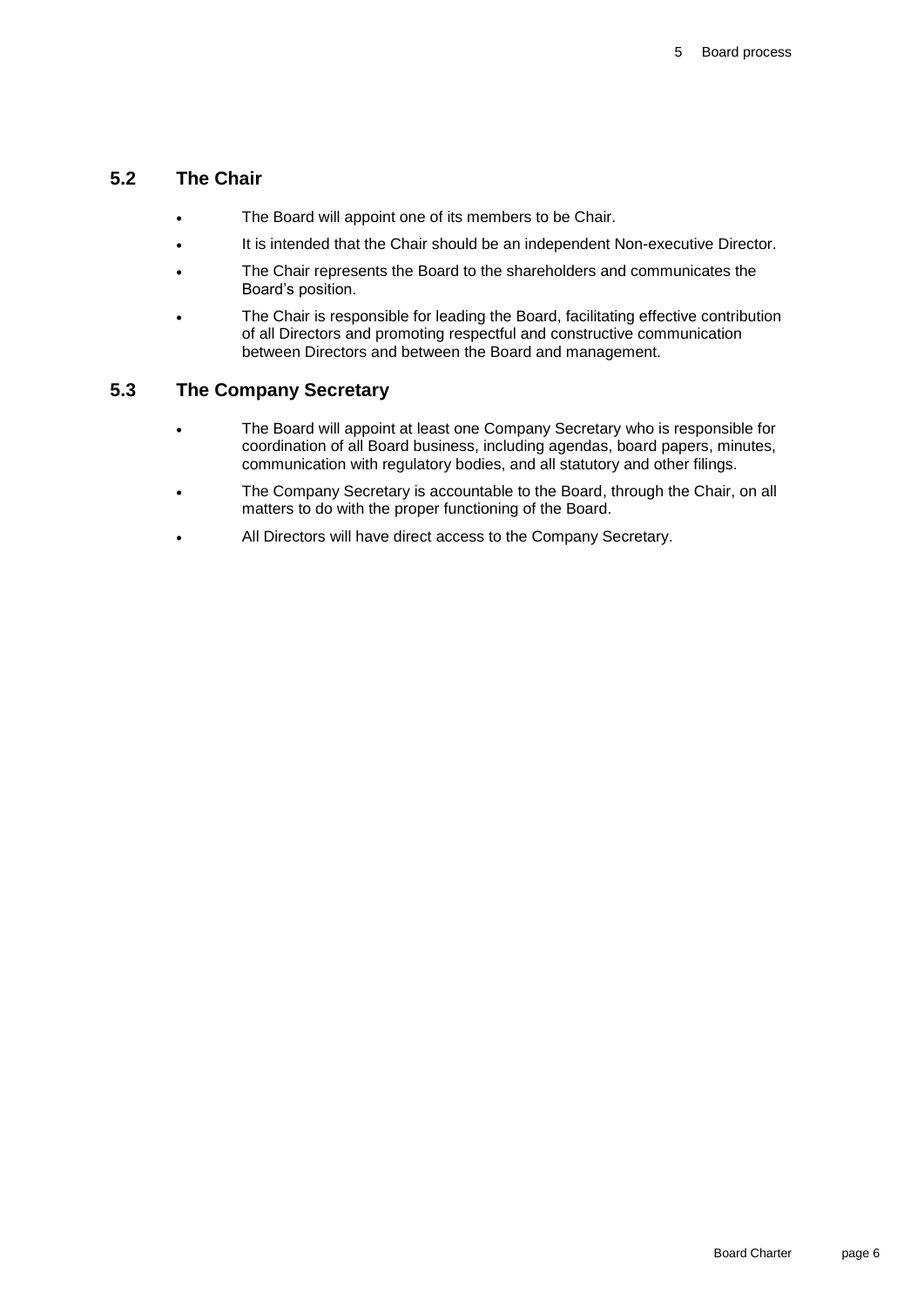## 5.2 The Chair

- The Board will appoint one of its members to be Chair.
- It is intended that the Chair should be an independent Non-executive Director.
- The Chair represents the Board to the shareholders and communicates the Board's position.
- The Chair is responsible for leading the Board, facilitating effective contribution of all Directors and promoting respectful and constructive communication between Directors and between the Board and management.

## 5.3 The Company Secretary

- The Board will appoint at least one Company Secretary who is responsible for coordination of all Board business, including agendas, board papers, minutes, communication with regulatory bodies, and all statutory and other filings.
- The Company Secretary is accountable to the Board, through the Chair, on all matters to do with the proper functioning of the Board.
- All Directors will have direct access to the Company Secretary.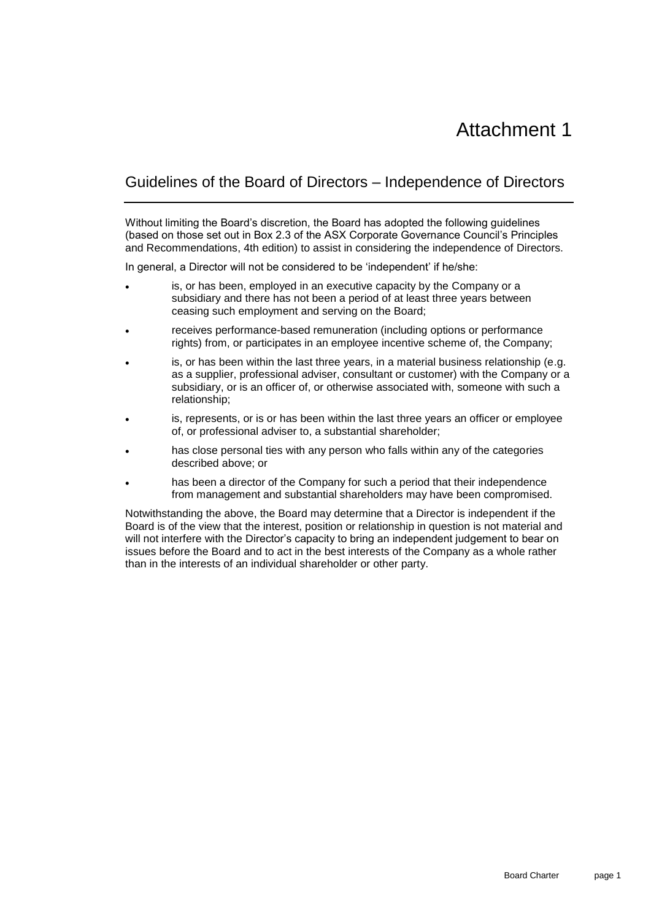# Attachment 1

## Guidelines of the Board of Directors – Independence of Directors

Without limiting the Board's discretion, the Board has adopted the following guidelines (based on those set out in Box 2.3 of the ASX Corporate Governance Council's Principles and Recommendations, 4th edition) to assist in considering the independence of Directors.

In general, a Director will not be considered to be 'independent' if he/she:

- is, or has been, employed in an executive capacity by the Company or a subsidiary and there has not been a period of at least three years between ceasing such employment and serving on the Board;
- receives performance-based remuneration (including options or performance rights) from, or participates in an employee incentive scheme of, the Company;
- is, or has been within the last three years, in a material business relationship (e.g. as a supplier, professional adviser, consultant or customer) with the Company or a subsidiary, or is an officer of, or otherwise associated with, someone with such a relationship;
- is, represents, or is or has been within the last three years an officer or employee of, or professional adviser to, a substantial shareholder;
- has close personal ties with any person who falls within any of the categories described above; or
- has been a director of the Company for such a period that their independence from management and substantial shareholders may have been compromised.

Notwithstanding the above, the Board may determine that a Director is independent if the Board is of the view that the interest, position or relationship in question is not material and will not interfere with the Director's capacity to bring an independent judgement to bear on issues before the Board and to act in the best interests of the Company as a whole rather than in the interests of an individual shareholder or other party.